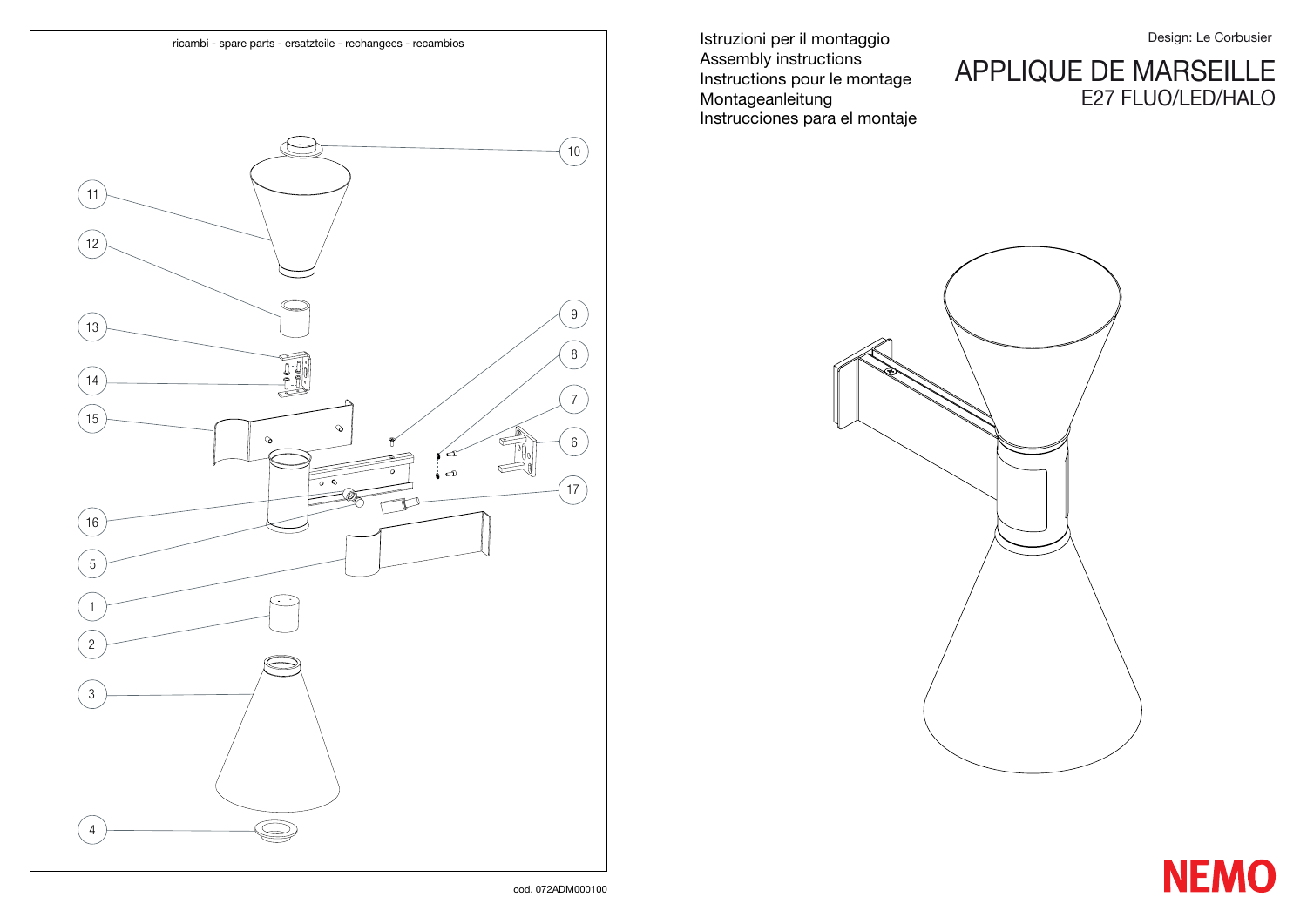Design: Le Corbusier

# APPLIQUE DE MARSEILLE

## E27 FLUO/LED/HALO

Istruzioni per il montaggio
Assembly instructions
Instructions pour le montage
Montageanleitung
Instrucciones para el montaje

ricambi - spare parts - ersatzteile - rechangees - recambios

10
11
12
13
14
15
9
8
7
6
17
16
5
1
2
3
4

NEMO

cod. 072ADM000100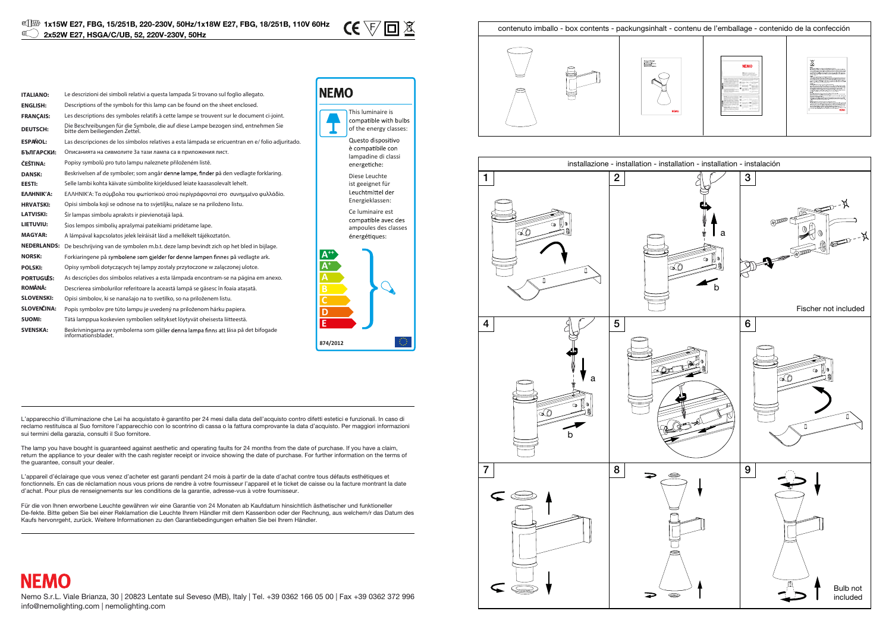1x15W E27, FBG, 15/251B, 220-230V, 50Hz/1x18W E27, FBG, 18/251B, 110V 60Hz
2x52W E27, HSGA/C/UB, 52, 220V-230V, 50Hz

| | |
|---|---|
| **ITALIANO:** | Le descrizioni dei simboli relativi a questa lampada Si trovano sul foglio allegato. |
| **ENGLISH:** | Descriptions of the symbols for this lamp can be found on the sheet enclosed. |
| **FRANÇAIS:** | Les descriptions des symboles relatifs à cette lampe se trouvent sur le document ci-joint. |
| **DEUTSCH:** | Die Beschreibungen für die Symbole, die auf diese Lampe bezogen sind, entnehmen Sie bitte dem beiliegenden Zettel. |
| **ESPAÑOL:** | Las descripciones de los símbolos relatives a esta lámpada se ericuentran en e/ folio adjuritado. |
| **БЪЛГАРСКИ:** | Описанията на символите 3а тази лампа са в приложения лист. |
| **ČEŠTINA:** | Popisy symbolů pro tuto lampu naleznete přiloženém listě. |
| **DANSK:** | Beskrivelsen af de symboler; som angår denne lampe, finder på den vedlagte forklaring. |
| **EESTI:** | Selle lambi kohta käivate sümbolite kirjeldused leiate kaasasolevalt lehelt. |
| **ΕΛΛΗΝΙΚ'Α:** | ΕΛΛΗΝΙΚ'Α: Τα σύμβολα του φωτιστικού ατού περιγράφονται στο συνημμένο φυλλάδιο. |
| **HRVATSKI:** | Opisi simbola koji se odnose na to svjetiljku, nalaze se na priloženo listu. |
| **LATVISKI:** | Šīr lampas simbolu apraksts ir pievienotajā lapā. |
| **LIETUVIU:** | Šios lempos simbolių aprašymai pateikiami pridėtame lape. |
| **MAGYAR:** | A lámpával kapcsolatos jelek leírását lásd a mellékelt tájékoztatón. |
| **NEDERLANDS:** | De beschrijving van de symbolen m.b.t. deze lamp bevindt zich op het bled in bijlage. |
| **NORSK:** | Forkiaringene på symbolene som gjelder for denne lampen finnes på vedlagte ark. |
| **POLSKI:** | Opisy symboli dotyczących tej lampy zostały przytoczone w załączonej ulotce. |
| **PORTUGUÊS:** | As descrições dos símbolos relatives a esta lâmpada encontram-se na página em anexo. |
| **ROMÂNĂ:** | Descrierea simbolurilor referitoare la această lampă se găsesc în foaia atașată. |
| **SLOVENSKI:** | Opisi simbolov, ki se nanašajo na to svetilko, so na priloženem listu. |
| **SLOVENČINA:** | Popis symbolov pre túto lampu je uvedený na priloženom hárku papiera. |
| **SUOMI:** | Tätä lamppua koskevien symbolien selitykset löytyvät oheisesta liitteestä. |
| **SVENSKA:** | Beskrivningarna av symbolerna som gäller denna lampa finns att läsa på det bifogade informationsbladet. |

NEMO

This luminaire is compatible with bulbs of the energy classes:

Questo dispositivo è compatibile con lampadine di classi energetiche:

Diese Leuchte ist geeignet für Leuchtmittel der Energieklassen:

Ce luminaire est compatible avec des ampoules des classes énergétiques:

A++
A+
A
B
C
D
E

874/2012

L'apparecchio d'illuminazione che Lei ha acquistato è garantito per 24 mesi dalla data dell'acquisto contro difetti estetici e funzionali. In caso di reclamo restituisca al Suo fornitore l'apparecchio con lo scontrino di cassa o la fattura comprovante la data d'acquisto. Per maggiori informazioni sui termini della garazia, consulti il Suo fornitore.

The lamp you have bought is guaranteed against aesthetic and operating faults for 24 months from the date of purchase. If you have a claim, return the appliance to your dealer with the cash register receipt or invoice showing the date of purchase. For further information on the terms of the guarantee, consult your dealer.

L'appareil d'éclairage que vous venez d'acheter est garanti pendant 24 mois à partir de la date d'achat contre tous défauts esthétiques et fonctionnels. En cas de réclamation nous vous prions de rendre à votre fournisseur l'appareil et le ticket de caisse ou la facture montrant la date d'achat. Pour plus de renseignements sur les conditions de la garantie, adresse-vus à votre fournisseur.

Für die von Ihnen erworbene Leuchte gewähren wir eine Garantie von 24 Monaten ab Kaufdatum hinsichtlich ästhetischer und funktioneller De-fekte. Bitte geben Sie bei einer Reklamation die Leuchte Ihrem Händler mit dem Kassenbon oder der Rechnung, aus welchem/r das Datum des Kaufs hervonrgeht, zurück. Weitere Informationen zu den Garantiebedingungen erhalten Sie bei Ihrem Händler.

NEMO

Nemo S.r.L. Viale Brianza, 30 | 20823 Lentate sul Seveso (MB), Italy | Tel. +39 0362 166 05 00 | Fax +39 0362 372 996
info@nemolighting.com | nemolighting.com

contenuto imballo - box contents - packungsinhalt - contenu de l'emballage - contenido de la confección

installazione - installation - installation - installation - instalación

1

2
a
b

3
Fischer not included

4
a
b

5

6

7

8

9
Bulb not included